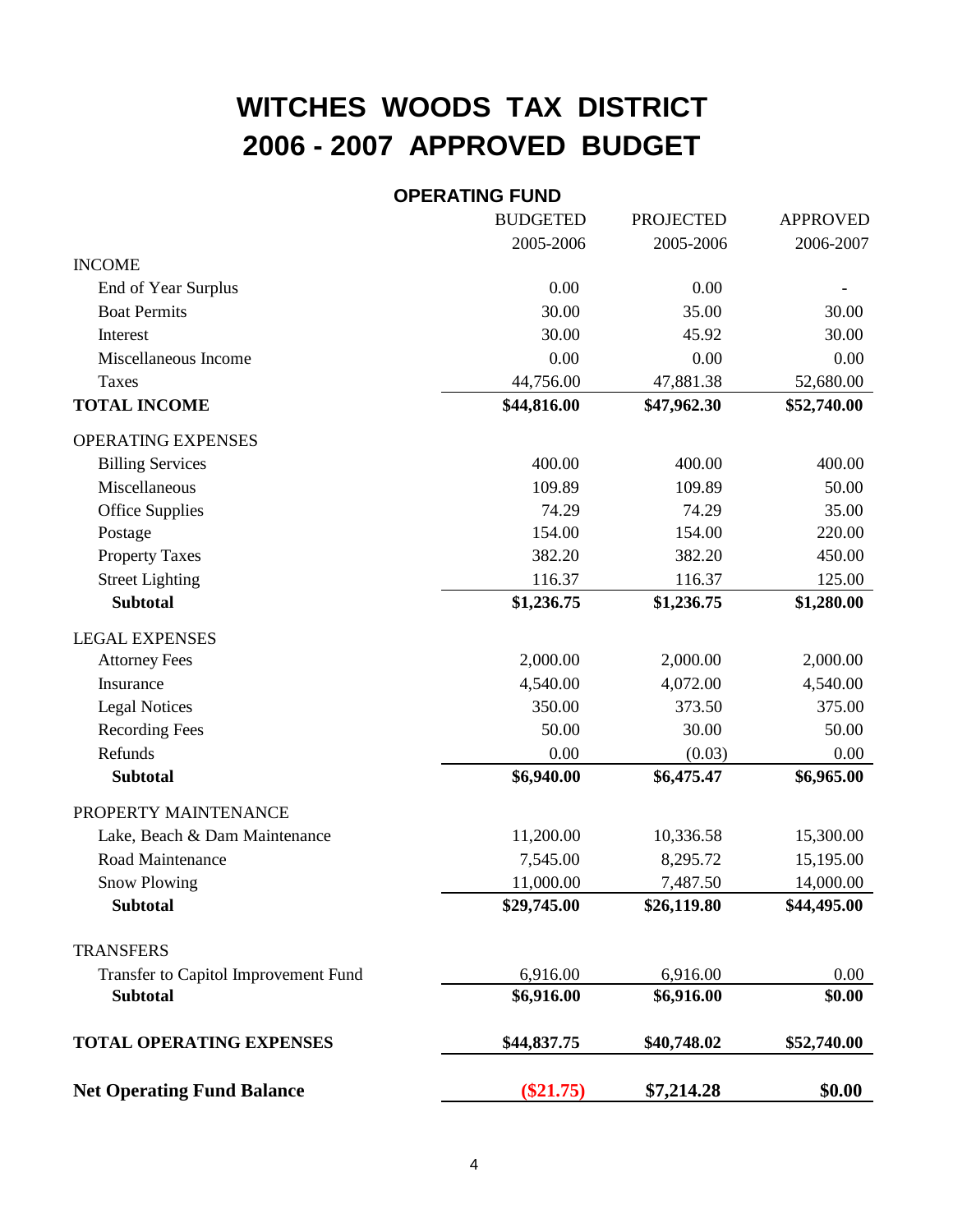# WITCHES WOODS TAX DISTRICT
# 2006 - 2007 APPROVED BUDGET

## OPERATING FUND

| | BUDGETED 2005-2006 | PROJECTED 2005-2006 | APPROVED 2006-2007 |
|---|---|---|---|
| INCOME | | | |
| End of Year Surplus | 0.00 | 0.00 | - |
| Boat Permits | 30.00 | 35.00 | 30.00 |
| Interest | 30.00 | 45.92 | 30.00 |
| Miscellaneous Income | 0.00 | 0.00 | 0.00 |
| Taxes | 44,756.00 | 47,881.38 | 52,680.00 |
| **TOTAL INCOME** | **$44,816.00** | **$47,962.30** | **$52,740.00** |
| OPERATING EXPENSES | | | |
| Billing Services | 400.00 | 400.00 | 400.00 |
| Miscellaneous | 109.89 | 109.89 | 50.00 |
| Office Supplies | 74.29 | 74.29 | 35.00 |
| Postage | 154.00 | 154.00 | 220.00 |
| Property Taxes | 382.20 | 382.20 | 450.00 |
| Street Lighting | 116.37 | 116.37 | 125.00 |
| **Subtotal** | **$1,236.75** | **$1,236.75** | **$1,280.00** |
| LEGAL EXPENSES | | | |
| Attorney Fees | 2,000.00 | 2,000.00 | 2,000.00 |
| Insurance | 4,540.00 | 4,072.00 | 4,540.00 |
| Legal Notices | 350.00 | 373.50 | 375.00 |
| Recording Fees | 50.00 | 30.00 | 50.00 |
| Refunds | 0.00 | (0.03) | 0.00 |
| **Subtotal** | **$6,940.00** | **$6,475.47** | **$6,965.00** |
| PROPERTY MAINTENANCE | | | |
| Lake, Beach & Dam Maintenance | 11,200.00 | 10,336.58 | 15,300.00 |
| Road Maintenance | 7,545.00 | 8,295.72 | 15,195.00 |
| Snow Plowing | 11,000.00 | 7,487.50 | 14,000.00 |
| **Subtotal** | **$29,745.00** | **$26,119.80** | **$44,495.00** |
| TRANSFERS | | | |
| Transfer to Capitol Improvement Fund | 6,916.00 | 6,916.00 | 0.00 |
| **Subtotal** | **$6,916.00** | **$6,916.00** | **$0.00** |
| **TOTAL OPERATING EXPENSES** | **$44,837.75** | **$40,748.02** | **$52,740.00** |
| **Net Operating Fund Balance** | **($21.75)** | **$7,214.28** | **$0.00** |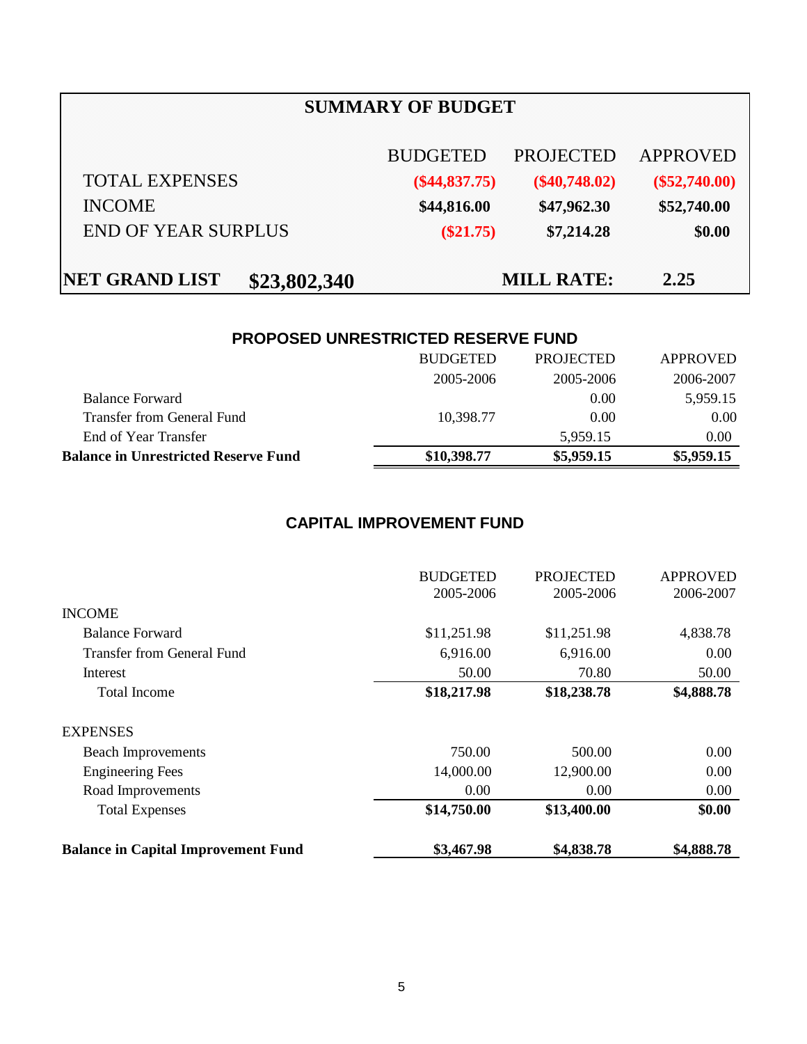## SUMMARY OF BUDGET

| | BUDGETED | PROJECTED | APPROVED |
|---|---|---|---|
| TOTAL EXPENSES | **($44,837.75)** | **($40,748.02)** | **($52,740.00)** |
| INCOME | **$44,816.00** | **$47,962.30** | **$52,740.00** |
| END OF YEAR SURPLUS | **($21.75)** | **$7,214.28** | **$0.00** |

**NET GRAND LIST** **$23,802,340** **MILL RATE:** **2.25**

## PROPOSED UNRESTRICTED RESERVE FUND

| | BUDGETED 2005-2006 | PROJECTED 2005-2006 | APPROVED 2006-2007 |
|---|---|---|---|
| Balance Forward | | 0.00 | 5,959.15 |
| Transfer from General Fund | 10,398.77 | 0.00 | 0.00 |
| End of Year Transfer | | 5,959.15 | 0.00 |
| **Balance in Unrestricted Reserve Fund** | **$10,398.77** | **$5,959.15** | **$5,959.15** |

## CAPITAL IMPROVEMENT FUND

| | BUDGETED 2005-2006 | PROJECTED 2005-2006 | APPROVED 2006-2007 |
|---|---|---|---|
| INCOME | | | |
| Balance Forward | $11,251.98 | $11,251.98 | 4,838.78 |
| Transfer from General Fund | 6,916.00 | 6,916.00 | 0.00 |
| Interest | 50.00 | 70.80 | 50.00 |
| Total Income | **$18,217.98** | **$18,238.78** | **$4,888.78** |
| EXPENSES | | | |
| Beach Improvements | 750.00 | 500.00 | 0.00 |
| Engineering Fees | 14,000.00 | 12,900.00 | 0.00 |
| Road Improvements | 0.00 | 0.00 | 0.00 |
| Total Expenses | **$14,750.00** | **$13,400.00** | **$0.00** |
| **Balance in Capital Improvement Fund** | **$3,467.98** | **$4,838.78** | **$4,888.78** |